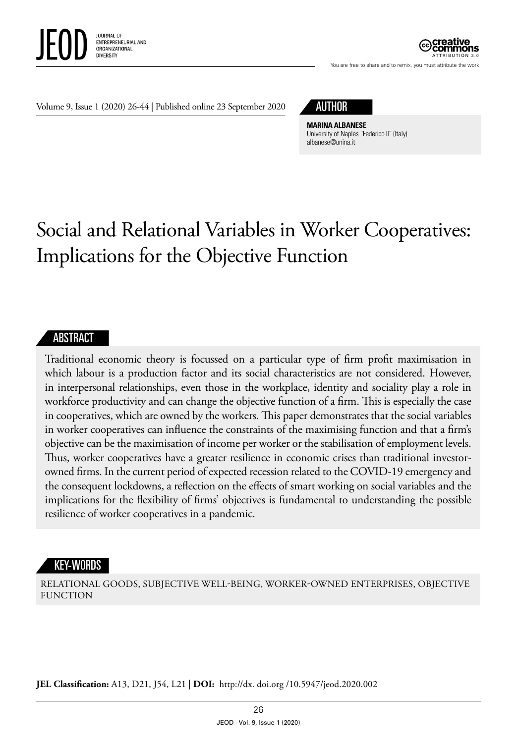Volume 9, Issue 1 (2020) 26-44 | Published online 23 September 2020

**AUTHOR**

**MARINA ALBANESE**
University of Naples "Federico II" (Italy)
albanese@unina.it

# Social and Relational Variables in Worker Cooperatives: Implications for the Objective Function

## ABSTRACT

Traditional economic theory is focussed on a particular type of firm profit maximisation in which labour is a production factor and its social characteristics are not considered. However, in interpersonal relationships, even those in the workplace, identity and sociality play a role in workforce productivity and can change the objective function of a firm. This is especially the case in cooperatives, which are owned by the workers. This paper demonstrates that the social variables in worker cooperatives can influence the constraints of the maximising function and that a firm's objective can be the maximisation of income per worker or the stabilisation of employment levels. Thus, worker cooperatives have a greater resilience in economic crises than traditional investor-owned firms. In the current period of expected recession related to the COVID-19 emergency and the consequent lockdowns, a reflection on the effects of smart working on social variables and the implications for the flexibility of firms' objectives is fundamental to understanding the possible resilience of worker cooperatives in a pandemic.

## KEY-WORDS

RELATIONAL GOODS, SUBJECTIVE WELL-BEING, WORKER-OWNED ENTERPRISES, OBJECTIVE FUNCTION

**JEL Classification:** A13, D21, J54, L21 | **DOI:** http://dx. doi.org /10.5947/jeod.2020.002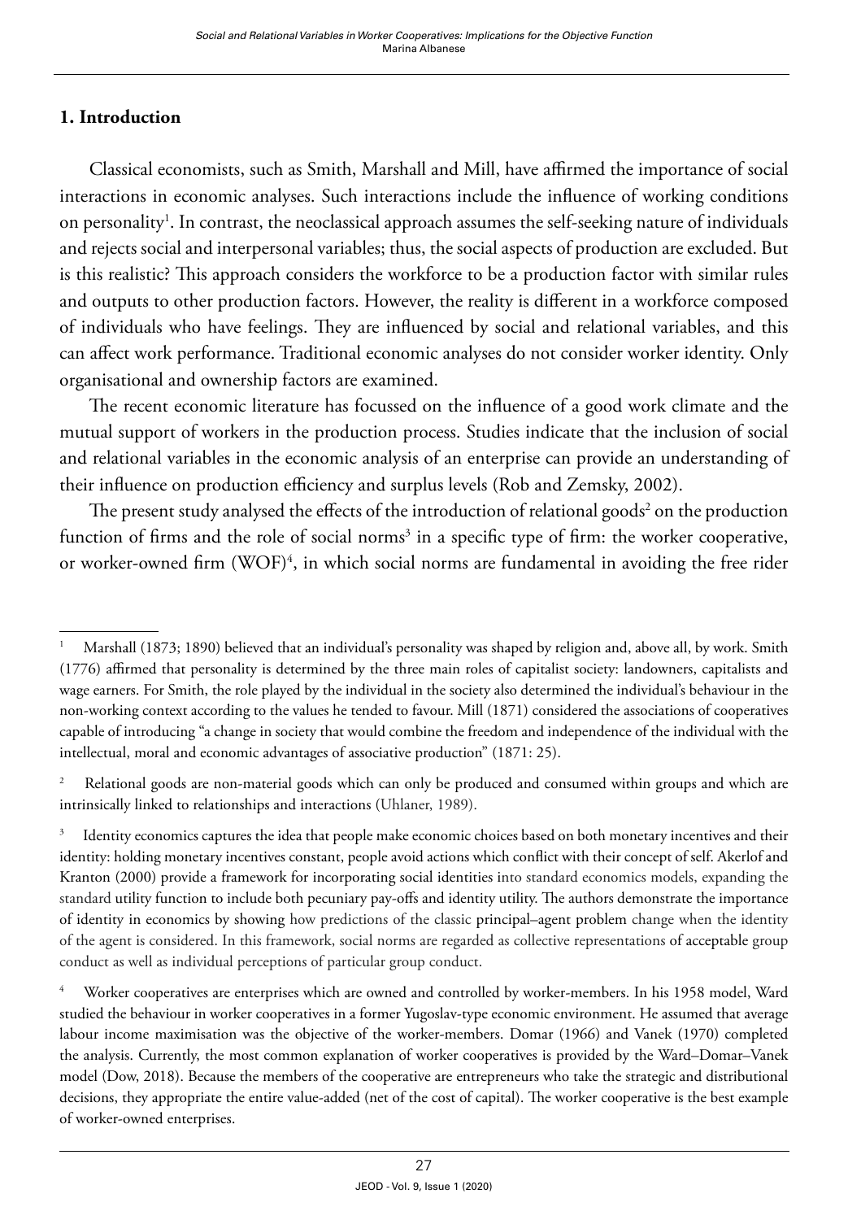## 1. Introduction

Classical economists, such as Smith, Marshall and Mill, have affirmed the importance of social interactions in economic analyses. Such interactions include the influence of working conditions on personality[1]. In contrast, the neoclassical approach assumes the self-seeking nature of individuals and rejects social and interpersonal variables; thus, the social aspects of production are excluded. But is this realistic? This approach considers the workforce to be a production factor with similar rules and outputs to other production factors. However, the reality is different in a workforce composed of individuals who have feelings. They are influenced by social and relational variables, and this can affect work performance. Traditional economic analyses do not consider worker identity. Only organisational and ownership factors are examined.

The recent economic literature has focussed on the influence of a good work climate and the mutual support of workers in the production process. Studies indicate that the inclusion of social and relational variables in the economic analysis of an enterprise can provide an understanding of their influence on production efficiency and surplus levels (Rob and Zemsky, 2002).

The present study analysed the effects of the introduction of relational goods[2] on the production function of firms and the role of social norms[3] in a specific type of firm: the worker cooperative, or worker-owned firm (WOF)[4], in which social norms are fundamental in avoiding the free rider

---

[1] Marshall (1873; 1890) believed that an individual's personality was shaped by religion and, above all, by work. Smith (1776) affirmed that personality is determined by the three main roles of capitalist society: landowners, capitalists and wage earners. For Smith, the role played by the individual in the society also determined the individual's behaviour in the non-working context according to the values he tended to favour. Mill (1871) considered the associations of cooperatives capable of introducing "a change in society that would combine the freedom and independence of the individual with the intellectual, moral and economic advantages of associative production" (1871: 25).

[2] Relational goods are non-material goods which can only be produced and consumed within groups and which are intrinsically linked to relationships and interactions (Uhlaner, 1989).

[3] Identity economics captures the idea that people make economic choices based on both monetary incentives and their identity: holding monetary incentives constant, people avoid actions which conflict with their concept of self. Akerlof and Kranton (2000) provide a framework for incorporating social identities into standard economics models, expanding the standard utility function to include both pecuniary pay-offs and identity utility. The authors demonstrate the importance of identity in economics by showing how predictions of the classic principal–agent problem change when the identity of the agent is considered. In this framework, social norms are regarded as collective representations of acceptable group conduct as well as individual perceptions of particular group conduct.

[4] Worker cooperatives are enterprises which are owned and controlled by worker-members. In his 1958 model, Ward studied the behaviour in worker cooperatives in a former Yugoslav-type economic environment. He assumed that average labour income maximisation was the objective of the worker-members. Domar (1966) and Vanek (1970) completed the analysis. Currently, the most common explanation of worker cooperatives is provided by the Ward–Domar–Vanek model (Dow, 2018). Because the members of the cooperative are entrepreneurs who take the strategic and distributional decisions, they appropriate the entire value-added (net of the cost of capital). The worker cooperative is the best example of worker-owned enterprises.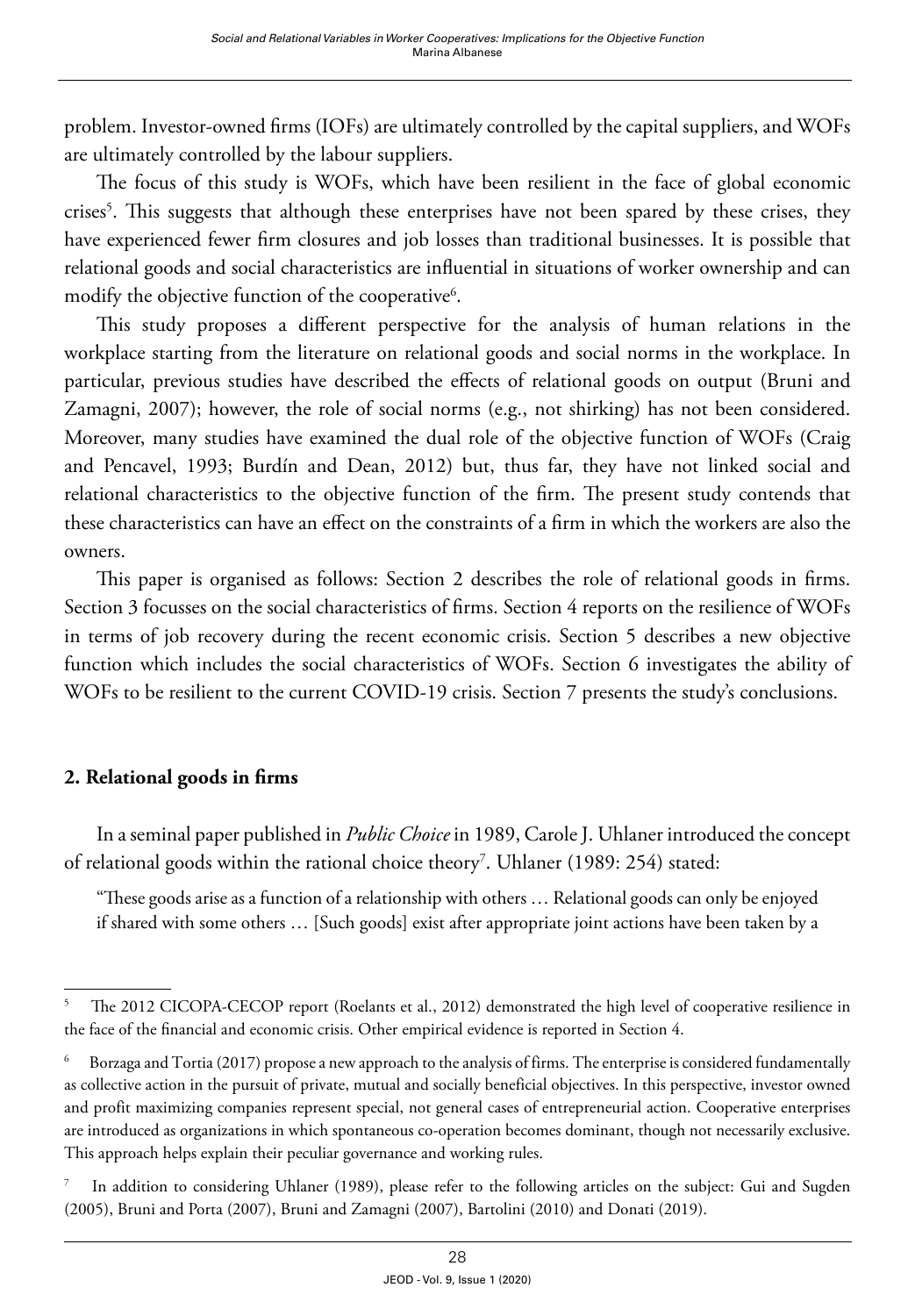problem. Investor-owned firms (IOFs) are ultimately controlled by the capital suppliers, and WOFs are ultimately controlled by the labour suppliers.

The focus of this study is WOFs, which have been resilient in the face of global economic crises[5]. This suggests that although these enterprises have not been spared by these crises, they have experienced fewer firm closures and job losses than traditional businesses. It is possible that relational goods and social characteristics are influential in situations of worker ownership and can modify the objective function of the cooperative[6].

This study proposes a different perspective for the analysis of human relations in the workplace starting from the literature on relational goods and social norms in the workplace. In particular, previous studies have described the effects of relational goods on output (Bruni and Zamagni, 2007); however, the role of social norms (e.g., not shirking) has not been considered. Moreover, many studies have examined the dual role of the objective function of WOFs (Craig and Pencavel, 1993; Burdín and Dean, 2012) but, thus far, they have not linked social and relational characteristics to the objective function of the firm. The present study contends that these characteristics can have an effect on the constraints of a firm in which the workers are also the owners.

This paper is organised as follows: Section 2 describes the role of relational goods in firms. Section 3 focusses on the social characteristics of firms. Section 4 reports on the resilience of WOFs in terms of job recovery during the recent economic crisis. Section 5 describes a new objective function which includes the social characteristics of WOFs. Section 6 investigates the ability of WOFs to be resilient to the current COVID-19 crisis. Section 7 presents the study's conclusions.

## 2. Relational goods in firms

In a seminal paper published in *Public Choice* in 1989, Carole J. Uhlaner introduced the concept of relational goods within the rational choice theory[7]. Uhlaner (1989: 254) stated:

> "These goods arise as a function of a relationship with others … Relational goods can only be enjoyed if shared with some others … [Such goods] exist after appropriate joint actions have been taken by a

---

[5] The 2012 CICOPA-CECOP report (Roelants et al., 2012) demonstrated the high level of cooperative resilience in the face of the financial and economic crisis. Other empirical evidence is reported in Section 4.

[6] Borzaga and Tortia (2017) propose a new approach to the analysis of firms. The enterprise is considered fundamentally as collective action in the pursuit of private, mutual and socially beneficial objectives. In this perspective, investor owned and profit maximizing companies represent special, not general cases of entrepreneurial action. Cooperative enterprises are introduced as organizations in which spontaneous co-operation becomes dominant, though not necessarily exclusive. This approach helps explain their peculiar governance and working rules.

[7] In addition to considering Uhlaner (1989), please refer to the following articles on the subject: Gui and Sugden (2005), Bruni and Porta (2007), Bruni and Zamagni (2007), Bartolini (2010) and Donati (2019).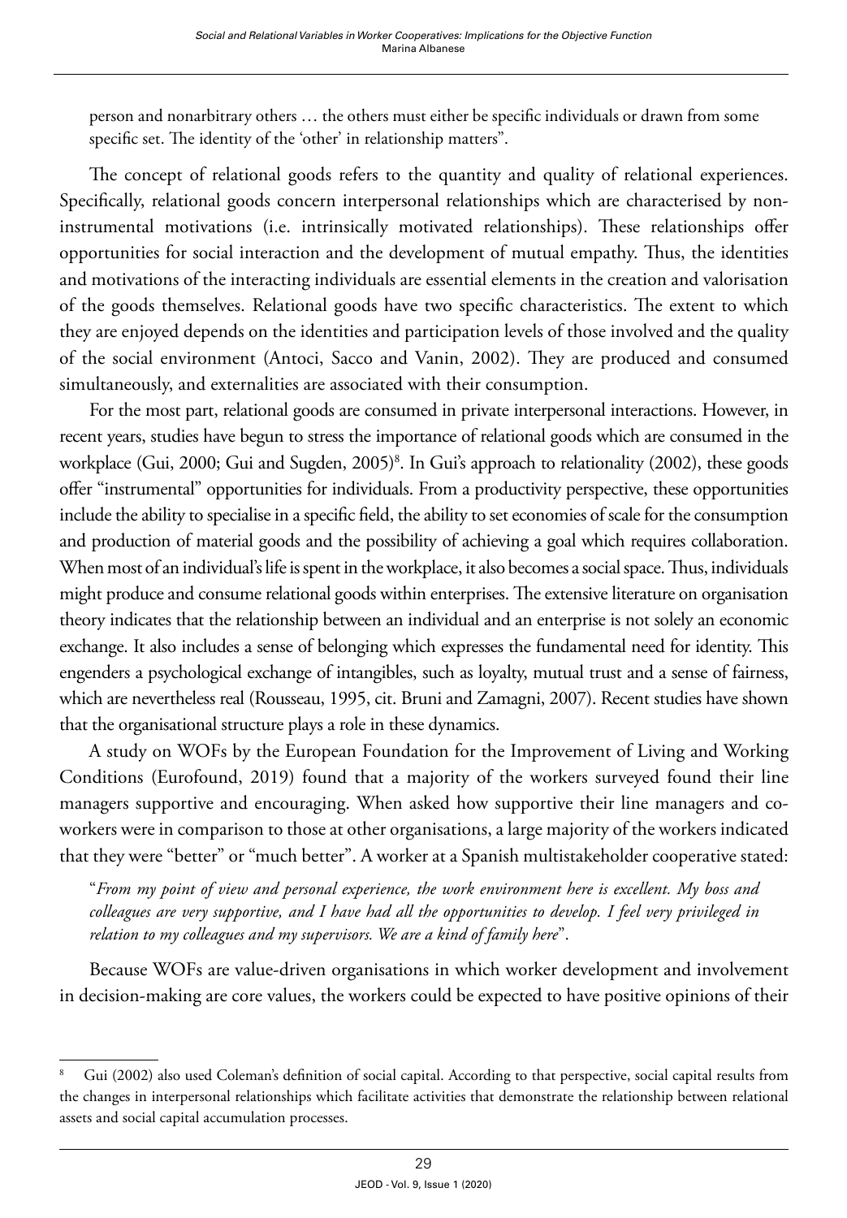person and nonarbitrary others … the others must either be specific individuals or drawn from some specific set. The identity of the 'other' in relationship matters".

The concept of relational goods refers to the quantity and quality of relational experiences. Specifically, relational goods concern interpersonal relationships which are characterised by non-instrumental motivations (i.e. intrinsically motivated relationships). These relationships offer opportunities for social interaction and the development of mutual empathy. Thus, the identities and motivations of the interacting individuals are essential elements in the creation and valorisation of the goods themselves. Relational goods have two specific characteristics. The extent to which they are enjoyed depends on the identities and participation levels of those involved and the quality of the social environment (Antoci, Sacco and Vanin, 2002). They are produced and consumed simultaneously, and externalities are associated with their consumption.

For the most part, relational goods are consumed in private interpersonal interactions. However, in recent years, studies have begun to stress the importance of relational goods which are consumed in the workplace (Gui, 2000; Gui and Sugden, 2005)[8]. In Gui's approach to relationality (2002), these goods offer "instrumental" opportunities for individuals. From a productivity perspective, these opportunities include the ability to specialise in a specific field, the ability to set economies of scale for the consumption and production of material goods and the possibility of achieving a goal which requires collaboration. When most of an individual's life is spent in the workplace, it also becomes a social space. Thus, individuals might produce and consume relational goods within enterprises. The extensive literature on organisation theory indicates that the relationship between an individual and an enterprise is not solely an economic exchange. It also includes a sense of belonging which expresses the fundamental need for identity. This engenders a psychological exchange of intangibles, such as loyalty, mutual trust and a sense of fairness, which are nevertheless real (Rousseau, 1995, cit. Bruni and Zamagni, 2007). Recent studies have shown that the organisational structure plays a role in these dynamics.

A study on WOFs by the European Foundation for the Improvement of Living and Working Conditions (Eurofound, 2019) found that a majority of the workers surveyed found their line managers supportive and encouraging. When asked how supportive their line managers and co-workers were in comparison to those at other organisations, a large majority of the workers indicated that they were "better" or "much better". A worker at a Spanish multistakeholder cooperative stated:

> "*From my point of view and personal experience, the work environment here is excellent. My boss and colleagues are very supportive, and I have had all the opportunities to develop. I feel very privileged in relation to my colleagues and my supervisors. We are a kind of family here*".

Because WOFs are value-driven organisations in which worker development and involvement in decision-making are core values, the workers could be expected to have positive opinions of their

---

[8] Gui (2002) also used Coleman's definition of social capital. According to that perspective, social capital results from the changes in interpersonal relationships which facilitate activities that demonstrate the relationship between relational assets and social capital accumulation processes.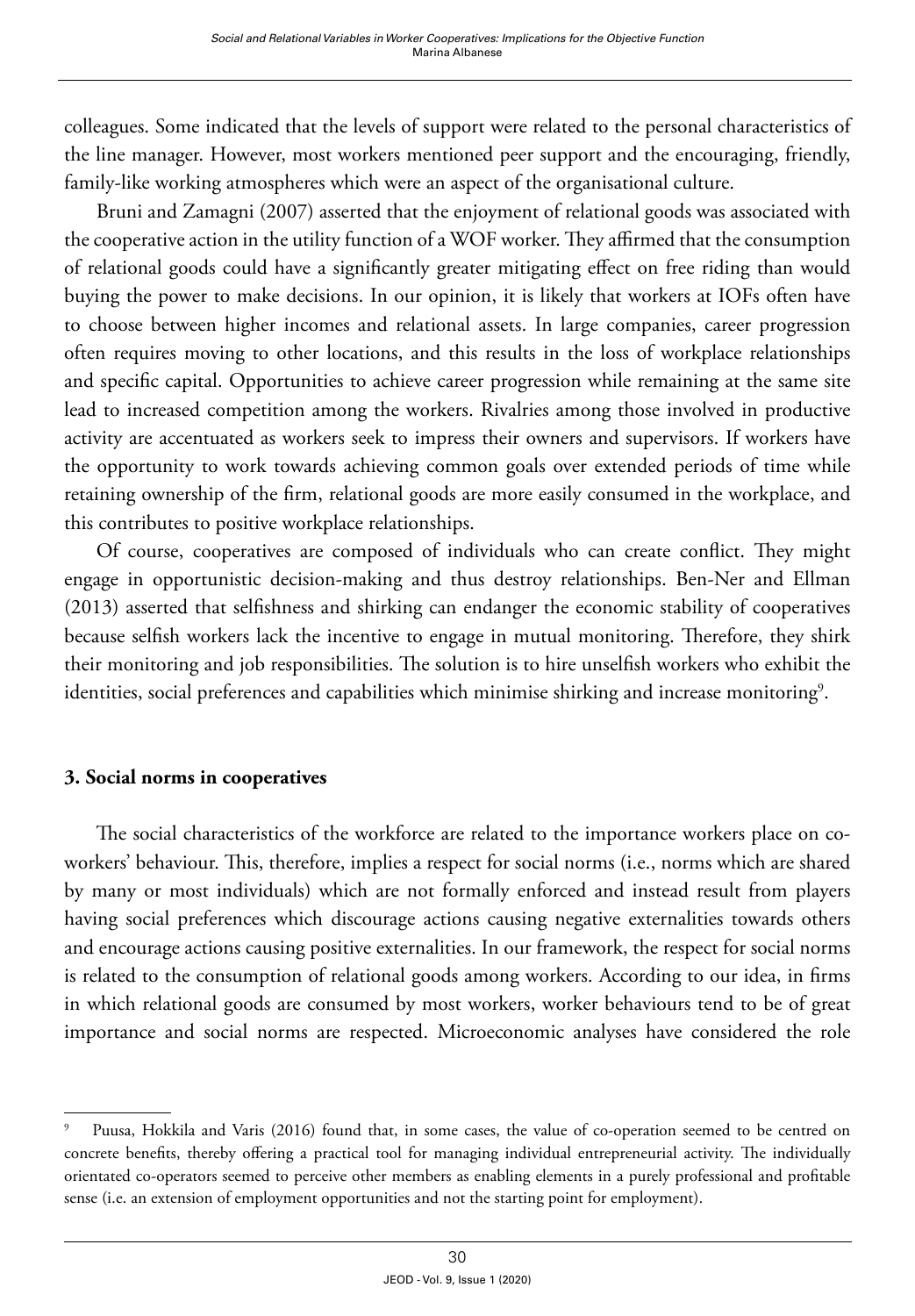colleagues. Some indicated that the levels of support were related to the personal characteristics of the line manager. However, most workers mentioned peer support and the encouraging, friendly, family-like working atmospheres which were an aspect of the organisational culture.

Bruni and Zamagni (2007) asserted that the enjoyment of relational goods was associated with the cooperative action in the utility function of a WOF worker. They affirmed that the consumption of relational goods could have a significantly greater mitigating effect on free riding than would buying the power to make decisions. In our opinion, it is likely that workers at IOFs often have to choose between higher incomes and relational assets. In large companies, career progression often requires moving to other locations, and this results in the loss of workplace relationships and specific capital. Opportunities to achieve career progression while remaining at the same site lead to increased competition among the workers. Rivalries among those involved in productive activity are accentuated as workers seek to impress their owners and supervisors. If workers have the opportunity to work towards achieving common goals over extended periods of time while retaining ownership of the firm, relational goods are more easily consumed in the workplace, and this contributes to positive workplace relationships.

Of course, cooperatives are composed of individuals who can create conflict. They might engage in opportunistic decision-making and thus destroy relationships. Ben-Ner and Ellman (2013) asserted that selfishness and shirking can endanger the economic stability of cooperatives because selfish workers lack the incentive to engage in mutual monitoring. Therefore, they shirk their monitoring and job responsibilities. The solution is to hire unselfish workers who exhibit the identities, social preferences and capabilities which minimise shirking and increase monitoring[9].

## 3. Social norms in cooperatives

The social characteristics of the workforce are related to the importance workers place on co-workers' behaviour. This, therefore, implies a respect for social norms (i.e., norms which are shared by many or most individuals) which are not formally enforced and instead result from players having social preferences which discourage actions causing negative externalities towards others and encourage actions causing positive externalities. In our framework, the respect for social norms is related to the consumption of relational goods among workers. According to our idea, in firms in which relational goods are consumed by most workers, worker behaviours tend to be of great importance and social norms are respected. Microeconomic analyses have considered the role

[9] Puusa, Hokkila and Varis (2016) found that, in some cases, the value of co-operation seemed to be centred on concrete benefits, thereby offering a practical tool for managing individual entrepreneurial activity. The individually orientated co-operators seemed to perceive other members as enabling elements in a purely professional and profitable sense (i.e. an extension of employment opportunities and not the starting point for employment).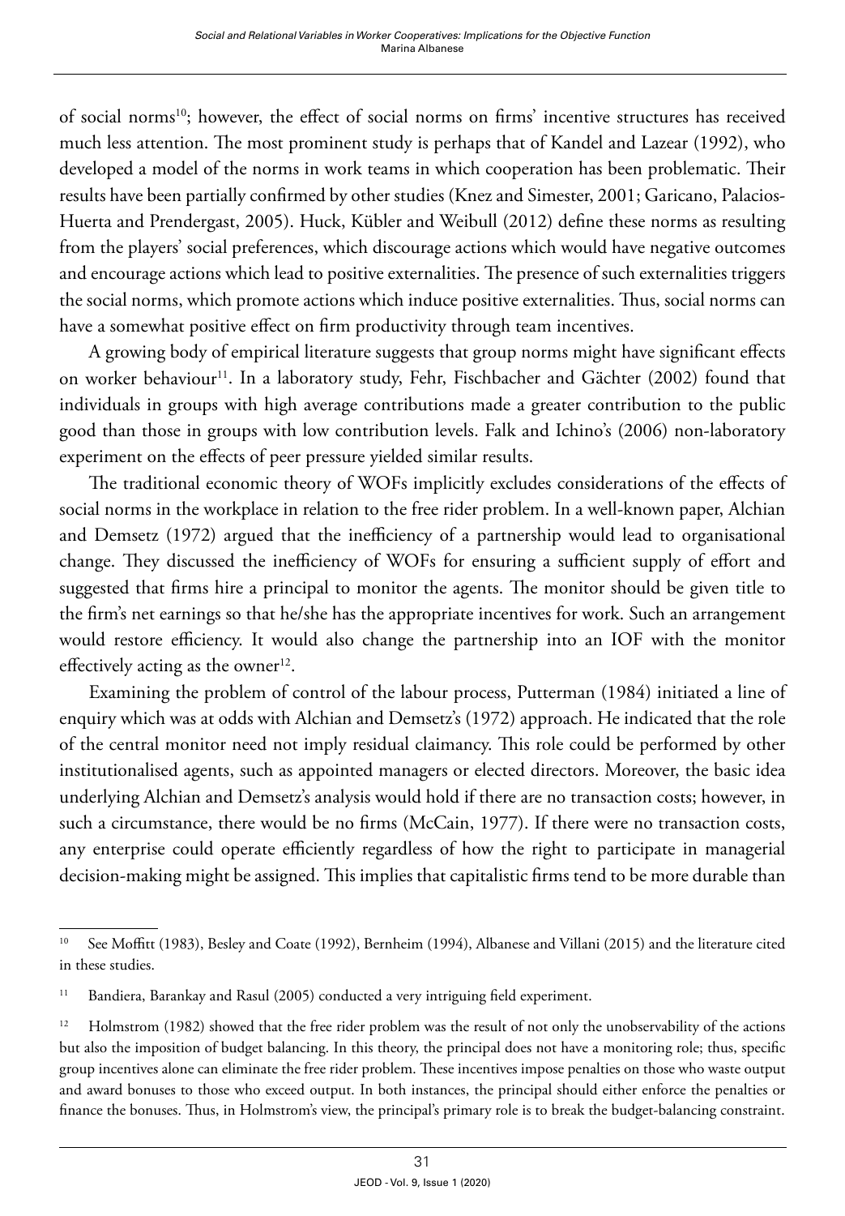of social norms[10]; however, the effect of social norms on firms' incentive structures has received much less attention. The most prominent study is perhaps that of Kandel and Lazear (1992), who developed a model of the norms in work teams in which cooperation has been problematic. Their results have been partially confirmed by other studies (Knez and Simester, 2001; Garicano, Palacios-Huerta and Prendergast, 2005). Huck, Kübler and Weibull (2012) define these norms as resulting from the players' social preferences, which discourage actions which would have negative outcomes and encourage actions which lead to positive externalities. The presence of such externalities triggers the social norms, which promote actions which induce positive externalities. Thus, social norms can have a somewhat positive effect on firm productivity through team incentives.

A growing body of empirical literature suggests that group norms might have significant effects on worker behaviour[11]. In a laboratory study, Fehr, Fischbacher and Gächter (2002) found that individuals in groups with high average contributions made a greater contribution to the public good than those in groups with low contribution levels. Falk and Ichino's (2006) non-laboratory experiment on the effects of peer pressure yielded similar results.

The traditional economic theory of WOFs implicitly excludes considerations of the effects of social norms in the workplace in relation to the free rider problem. In a well-known paper, Alchian and Demsetz (1972) argued that the inefficiency of a partnership would lead to organisational change. They discussed the inefficiency of WOFs for ensuring a sufficient supply of effort and suggested that firms hire a principal to monitor the agents. The monitor should be given title to the firm's net earnings so that he/she has the appropriate incentives for work. Such an arrangement would restore efficiency. It would also change the partnership into an IOF with the monitor effectively acting as the owner[12].

Examining the problem of control of the labour process, Putterman (1984) initiated a line of enquiry which was at odds with Alchian and Demsetz's (1972) approach. He indicated that the role of the central monitor need not imply residual claimancy. This role could be performed by other institutionalised agents, such as appointed managers or elected directors. Moreover, the basic idea underlying Alchian and Demsetz's analysis would hold if there are no transaction costs; however, in such a circumstance, there would be no firms (McCain, 1977). If there were no transaction costs, any enterprise could operate efficiently regardless of how the right to participate in managerial decision-making might be assigned. This implies that capitalistic firms tend to be more durable than

---

[10] See Moffitt (1983), Besley and Coate (1992), Bernheim (1994), Albanese and Villani (2015) and the literature cited in these studies.

[11] Bandiera, Barankay and Rasul (2005) conducted a very intriguing field experiment.

[12] Holmstrom (1982) showed that the free rider problem was the result of not only the unobservability of the actions but also the imposition of budget balancing. In this theory, the principal does not have a monitoring role; thus, specific group incentives alone can eliminate the free rider problem. These incentives impose penalties on those who waste output and award bonuses to those who exceed output. In both instances, the principal should either enforce the penalties or finance the bonuses. Thus, in Holmstrom's view, the principal's primary role is to break the budget-balancing constraint.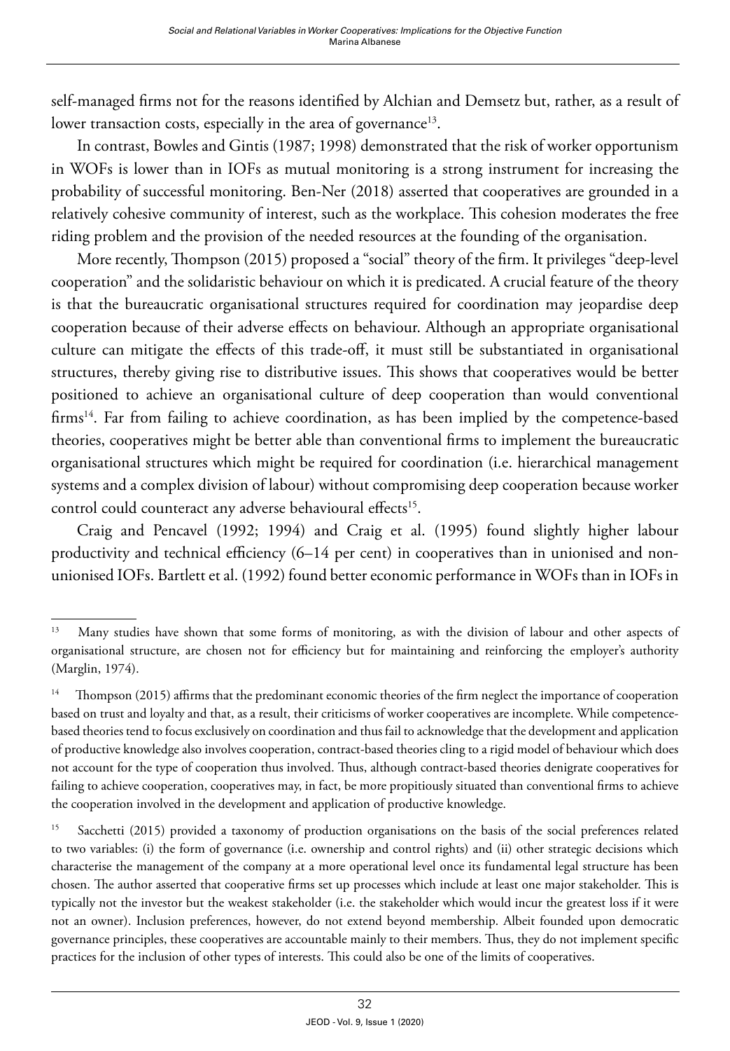self-managed firms not for the reasons identified by Alchian and Demsetz but, rather, as a result of lower transaction costs, especially in the area of governance[13].

In contrast, Bowles and Gintis (1987; 1998) demonstrated that the risk of worker opportunism in WOFs is lower than in IOFs as mutual monitoring is a strong instrument for increasing the probability of successful monitoring. Ben-Ner (2018) asserted that cooperatives are grounded in a relatively cohesive community of interest, such as the workplace. This cohesion moderates the free riding problem and the provision of the needed resources at the founding of the organisation.

More recently, Thompson (2015) proposed a "social" theory of the firm. It privileges "deep-level cooperation" and the solidaristic behaviour on which it is predicated. A crucial feature of the theory is that the bureaucratic organisational structures required for coordination may jeopardise deep cooperation because of their adverse effects on behaviour. Although an appropriate organisational culture can mitigate the effects of this trade-off, it must still be substantiated in organisational structures, thereby giving rise to distributive issues. This shows that cooperatives would be better positioned to achieve an organisational culture of deep cooperation than would conventional firms[14]. Far from failing to achieve coordination, as has been implied by the competence-based theories, cooperatives might be better able than conventional firms to implement the bureaucratic organisational structures which might be required for coordination (i.e. hierarchical management systems and a complex division of labour) without compromising deep cooperation because worker control could counteract any adverse behavioural effects[15].

Craig and Pencavel (1992; 1994) and Craig et al. (1995) found slightly higher labour productivity and technical efficiency (6–14 per cent) in cooperatives than in unionised and non-unionised IOFs. Bartlett et al. (1992) found better economic performance in WOFs than in IOFs in

---

[13] Many studies have shown that some forms of monitoring, as with the division of labour and other aspects of organisational structure, are chosen not for efficiency but for maintaining and reinforcing the employer's authority (Marglin, 1974).

[14] Thompson (2015) affirms that the predominant economic theories of the firm neglect the importance of cooperation based on trust and loyalty and that, as a result, their criticisms of worker cooperatives are incomplete. While competence-based theories tend to focus exclusively on coordination and thus fail to acknowledge that the development and application of productive knowledge also involves cooperation, contract-based theories cling to a rigid model of behaviour which does not account for the type of cooperation thus involved. Thus, although contract-based theories denigrate cooperatives for failing to achieve cooperation, cooperatives may, in fact, be more propitiously situated than conventional firms to achieve the cooperation involved in the development and application of productive knowledge.

[15] Sacchetti (2015) provided a taxonomy of production organisations on the basis of the social preferences related to two variables: (i) the form of governance (i.e. ownership and control rights) and (ii) other strategic decisions which characterise the management of the company at a more operational level once its fundamental legal structure has been chosen. The author asserted that cooperative firms set up processes which include at least one major stakeholder. This is typically not the investor but the weakest stakeholder (i.e. the stakeholder which would incur the greatest loss if it were not an owner). Inclusion preferences, however, do not extend beyond membership. Albeit founded upon democratic governance principles, these cooperatives are accountable mainly to their members. Thus, they do not implement specific practices for the inclusion of other types of interests. This could also be one of the limits of cooperatives.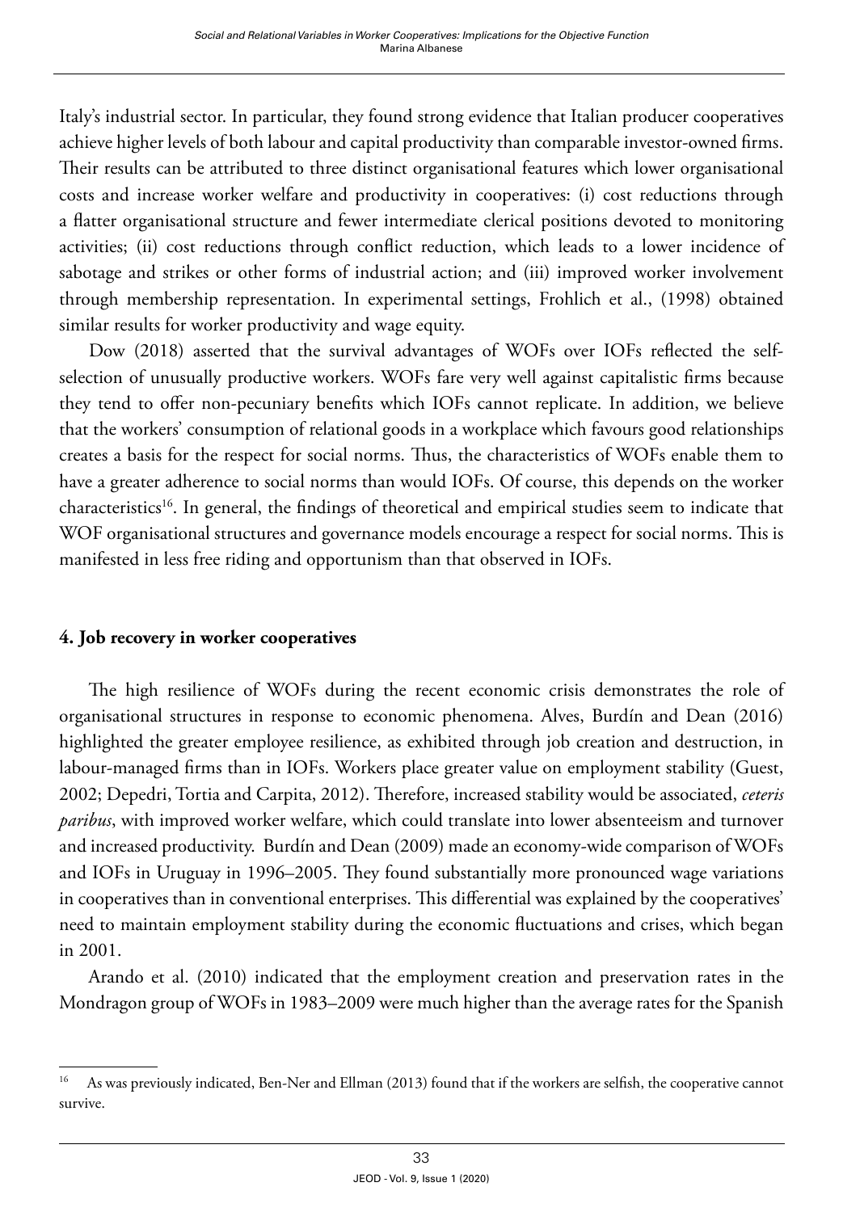Italy's industrial sector. In particular, they found strong evidence that Italian producer cooperatives achieve higher levels of both labour and capital productivity than comparable investor-owned firms. Their results can be attributed to three distinct organisational features which lower organisational costs and increase worker welfare and productivity in cooperatives: (i) cost reductions through a flatter organisational structure and fewer intermediate clerical positions devoted to monitoring activities; (ii) cost reductions through conflict reduction, which leads to a lower incidence of sabotage and strikes or other forms of industrial action; and (iii) improved worker involvement through membership representation. In experimental settings, Frohlich et al., (1998) obtained similar results for worker productivity and wage equity.

Dow (2018) asserted that the survival advantages of WOFs over IOFs reflected the self-selection of unusually productive workers. WOFs fare very well against capitalistic firms because they tend to offer non-pecuniary benefits which IOFs cannot replicate. In addition, we believe that the workers' consumption of relational goods in a workplace which favours good relationships creates a basis for the respect for social norms. Thus, the characteristics of WOFs enable them to have a greater adherence to social norms than would IOFs. Of course, this depends on the worker characteristics[16]. In general, the findings of theoretical and empirical studies seem to indicate that WOF organisational structures and governance models encourage a respect for social norms. This is manifested in less free riding and opportunism than that observed in IOFs.

#### 4. Job recovery in worker cooperatives

The high resilience of WOFs during the recent economic crisis demonstrates the role of organisational structures in response to economic phenomena. Alves, Burdín and Dean (2016) highlighted the greater employee resilience, as exhibited through job creation and destruction, in labour-managed firms than in IOFs. Workers place greater value on employment stability (Guest, 2002; Depedri, Tortia and Carpita, 2012). Therefore, increased stability would be associated, *ceteris paribus*, with improved worker welfare, which could translate into lower absenteeism and turnover and increased productivity. Burdín and Dean (2009) made an economy-wide comparison of WOFs and IOFs in Uruguay in 1996–2005. They found substantially more pronounced wage variations in cooperatives than in conventional enterprises. This differential was explained by the cooperatives' need to maintain employment stability during the economic fluctuations and crises, which began in 2001.

Arando et al. (2010) indicated that the employment creation and preservation rates in the Mondragon group of WOFs in 1983–2009 were much higher than the average rates for the Spanish

[16] As was previously indicated, Ben-Ner and Ellman (2013) found that if the workers are selfish, the cooperative cannot survive.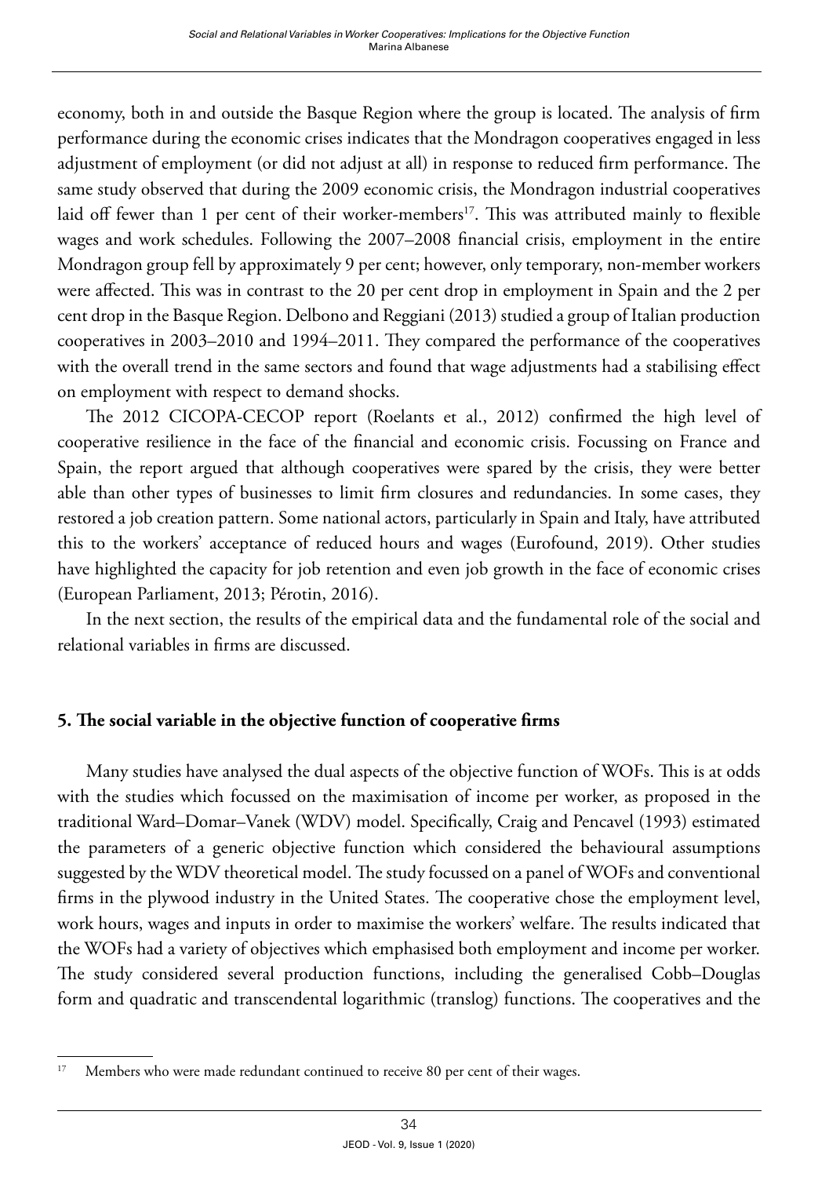economy, both in and outside the Basque Region where the group is located. The analysis of firm performance during the economic crises indicates that the Mondragon cooperatives engaged in less adjustment of employment (or did not adjust at all) in response to reduced firm performance. The same study observed that during the 2009 economic crisis, the Mondragon industrial cooperatives laid off fewer than 1 per cent of their worker-members[17]. This was attributed mainly to flexible wages and work schedules. Following the 2007–2008 financial crisis, employment in the entire Mondragon group fell by approximately 9 per cent; however, only temporary, non-member workers were affected. This was in contrast to the 20 per cent drop in employment in Spain and the 2 per cent drop in the Basque Region. Delbono and Reggiani (2013) studied a group of Italian production cooperatives in 2003–2010 and 1994–2011. They compared the performance of the cooperatives with the overall trend in the same sectors and found that wage adjustments had a stabilising effect on employment with respect to demand shocks.

The 2012 CICOPA-CECOP report (Roelants et al., 2012) confirmed the high level of cooperative resilience in the face of the financial and economic crisis. Focussing on France and Spain, the report argued that although cooperatives were spared by the crisis, they were better able than other types of businesses to limit firm closures and redundancies. In some cases, they restored a job creation pattern. Some national actors, particularly in Spain and Italy, have attributed this to the workers' acceptance of reduced hours and wages (Eurofound, 2019). Other studies have highlighted the capacity for job retention and even job growth in the face of economic crises (European Parliament, 2013; Pérotin, 2016).

In the next section, the results of the empirical data and the fundamental role of the social and relational variables in firms are discussed.

## 5. The social variable in the objective function of cooperative firms

Many studies have analysed the dual aspects of the objective function of WOFs. This is at odds with the studies which focussed on the maximisation of income per worker, as proposed in the traditional Ward–Domar–Vanek (WDV) model. Specifically, Craig and Pencavel (1993) estimated the parameters of a generic objective function which considered the behavioural assumptions suggested by the WDV theoretical model. The study focussed on a panel of WOFs and conventional firms in the plywood industry in the United States. The cooperative chose the employment level, work hours, wages and inputs in order to maximise the workers' welfare. The results indicated that the WOFs had a variety of objectives which emphasised both employment and income per worker. The study considered several production functions, including the generalised Cobb–Douglas form and quadratic and transcendental logarithmic (translog) functions. The cooperatives and the

---

[17] Members who were made redundant continued to receive 80 per cent of their wages.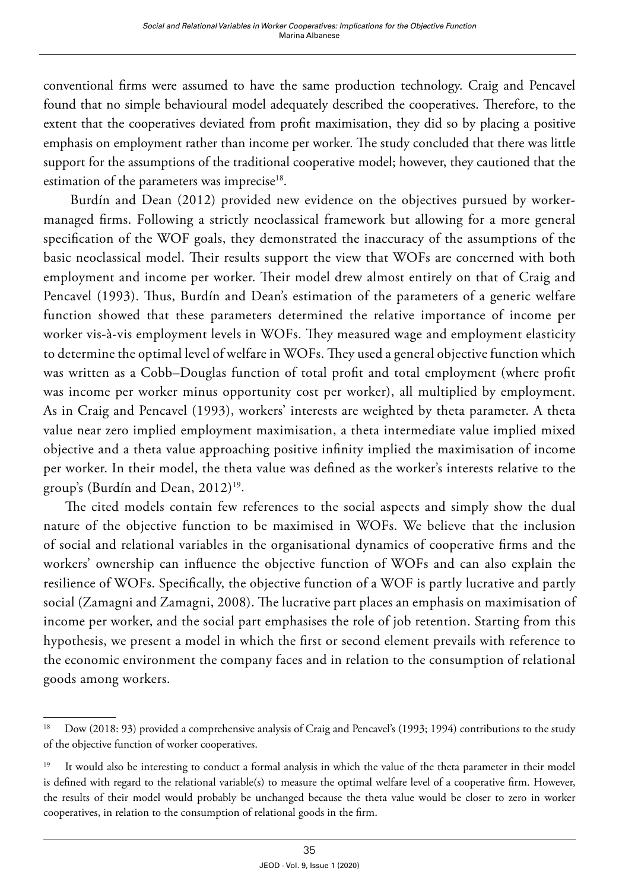conventional firms were assumed to have the same production technology. Craig and Pencavel found that no simple behavioural model adequately described the cooperatives. Therefore, to the extent that the cooperatives deviated from profit maximisation, they did so by placing a positive emphasis on employment rather than income per worker. The study concluded that there was little support for the assumptions of the traditional cooperative model; however, they cautioned that the estimation of the parameters was imprecise[18].

Burdín and Dean (2012) provided new evidence on the objectives pursued by worker-managed firms. Following a strictly neoclassical framework but allowing for a more general specification of the WOF goals, they demonstrated the inaccuracy of the assumptions of the basic neoclassical model. Their results support the view that WOFs are concerned with both employment and income per worker. Their model drew almost entirely on that of Craig and Pencavel (1993). Thus, Burdín and Dean's estimation of the parameters of a generic welfare function showed that these parameters determined the relative importance of income per worker vis-à-vis employment levels in WOFs. They measured wage and employment elasticity to determine the optimal level of welfare in WOFs. They used a general objective function which was written as a Cobb–Douglas function of total profit and total employment (where profit was income per worker minus opportunity cost per worker), all multiplied by employment. As in Craig and Pencavel (1993), workers' interests are weighted by theta parameter. A theta value near zero implied employment maximisation, a theta intermediate value implied mixed objective and a theta value approaching positive infinity implied the maximisation of income per worker. In their model, the theta value was defined as the worker's interests relative to the group's (Burdín and Dean, 2012)[19].

The cited models contain few references to the social aspects and simply show the dual nature of the objective function to be maximised in WOFs. We believe that the inclusion of social and relational variables in the organisational dynamics of cooperative firms and the workers' ownership can influence the objective function of WOFs and can also explain the resilience of WOFs. Specifically, the objective function of a WOF is partly lucrative and partly social (Zamagni and Zamagni, 2008). The lucrative part places an emphasis on maximisation of income per worker, and the social part emphasises the role of job retention. Starting from this hypothesis, we present a model in which the first or second element prevails with reference to the economic environment the company faces and in relation to the consumption of relational goods among workers.

---

[18] Dow (2018: 93) provided a comprehensive analysis of Craig and Pencavel's (1993; 1994) contributions to the study of the objective function of worker cooperatives.

[19] It would also be interesting to conduct a formal analysis in which the value of the theta parameter in their model is defined with regard to the relational variable(s) to measure the optimal welfare level of a cooperative firm. However, the results of their model would probably be unchanged because the theta value would be closer to zero in worker cooperatives, in relation to the consumption of relational goods in the firm.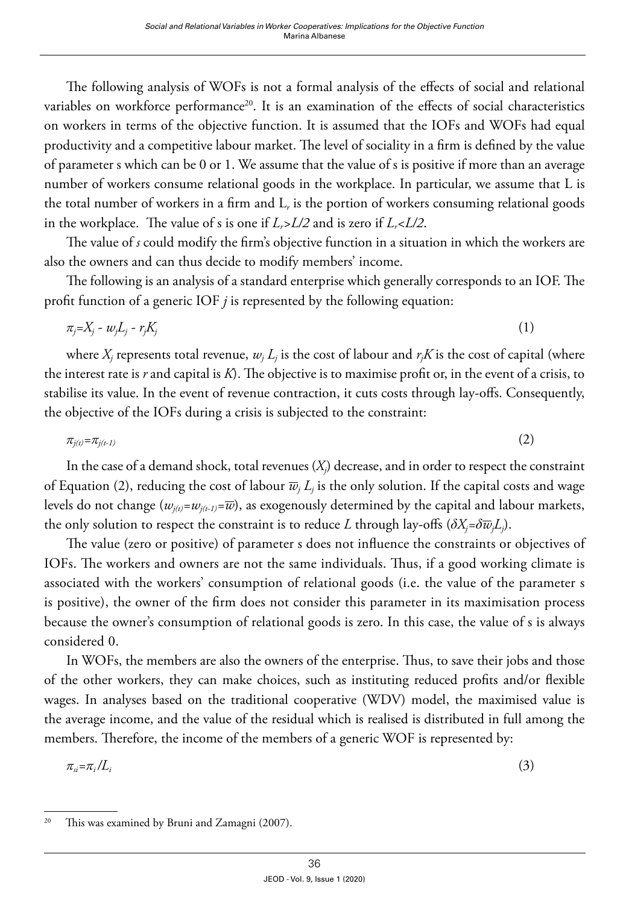The following analysis of WOFs is not a formal analysis of the effects of social and relational variables on workforce performance[20]. It is an examination of the effects of social characteristics on workers in terms of the objective function. It is assumed that the IOFs and WOFs had equal productivity and a competitive labour market. The level of sociality in a firm is defined by the value of parameter s which can be 0 or 1. We assume that the value of s is positive if more than an average number of workers consume relational goods in the workplace. In particular, we assume that L is the total number of workers in a firm and $L_r$ is the portion of workers consuming relational goods in the workplace. The value of s is one if $L_r > L/2$ and is zero if $L_r < L/2$.

The value of *s* could modify the firm's objective function in a situation in which the workers are also the owners and can thus decide to modify members' income.

The following is an analysis of a standard enterprise which generally corresponds to an IOF. The profit function of a generic IOF *j* is represented by the following equation:

$$\pi_j = X_j - w_j L_j - r_j K_j \tag{1}$$

where $X_j$ represents total revenue, $w_j L_j$ is the cost of labour and $r_j K$ is the cost of capital (where the interest rate is *r* and capital is *K*). The objective is to maximise profit or, in the event of a crisis, to stabilise its value. In the event of revenue contraction, it cuts costs through lay-offs. Consequently, the objective of the IOFs during a crisis is subjected to the constraint:

$$\pi_{j(t)} = \pi_{j(t-1)} \tag{2}$$

In the case of a demand shock, total revenues ($X_j$) decrease, and in order to respect the constraint of Equation (2), reducing the cost of labour $\overline{w}_j L_j$ is the only solution. If the capital costs and wage levels do not change ($w_{j(t)} = w_{j(t-1)} = \overline{w}$), as exogenously determined by the capital and labour markets, the only solution to respect the constraint is to reduce *L* through lay-offs ($\delta X_j = \delta \overline{w}_j L_j$).

The value (zero or positive) of parameter s does not influence the constraints or objectives of IOFs. The workers and owners are not the same individuals. Thus, if a good working climate is associated with the workers' consumption of relational goods (i.e. the value of the parameter s is positive), the owner of the firm does not consider this parameter in its maximisation process because the owner's consumption of relational goods is zero. In this case, the value of s is always considered 0.

In WOFs, the members are also the owners of the enterprise. Thus, to save their jobs and those of the other workers, they can make choices, such as instituting reduced profits and/or flexible wages. In analyses based on the traditional cooperative (WDV) model, the maximised value is the average income, and the value of the residual which is realised is distributed in full among the members. Therefore, the income of the members of a generic WOF is represented by:

$$\pi_{si} = \pi_i / L_i \tag{3}$$

[20] This was examined by Bruni and Zamagni (2007).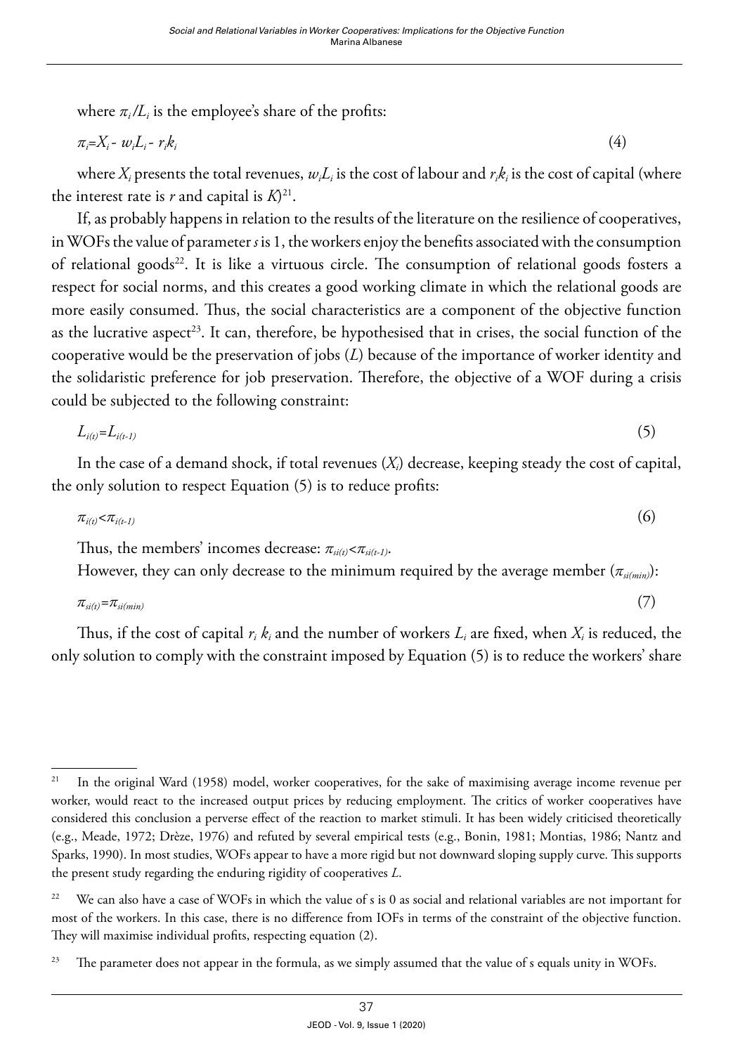where $\pi_i/L_i$ is the employee's share of the profits:

$$\pi_i = X_i - w_i L_i - r_i k_i \tag{4}$$

where $X_i$ presents the total revenues, $w_i L_i$ is the cost of labour and $r_i k_i$ is the cost of capital (where the interest rate is $r$ and capital is $K$)[21].

If, as probably happens in relation to the results of the literature on the resilience of cooperatives, in WOFs the value of parameter $s$ is 1, the workers enjoy the benefits associated with the consumption of relational goods[22]. It is like a virtuous circle. The consumption of relational goods fosters a respect for social norms, and this creates a good working climate in which the relational goods are more easily consumed. Thus, the social characteristics are a component of the objective function as the lucrative aspect[23]. It can, therefore, be hypothesised that in crises, the social function of the cooperative would be the preservation of jobs ($L$) because of the importance of worker identity and the solidaristic preference for job preservation. Therefore, the objective of a WOF during a crisis could be subjected to the following constraint:

$$L_{i(t)} = L_{i(t-1)} \tag{5}$$

In the case of a demand shock, if total revenues ($X_i$) decrease, keeping steady the cost of capital, the only solution to respect Equation (5) is to reduce profits:

$$\pi_{i(t)} < \pi_{i(t-1)} \tag{6}$$

Thus, the members' incomes decrease: $\pi_{si(t)} < \pi_{si(t-1)}$.

However, they can only decrease to the minimum required by the average member ($\pi_{si(min)}$):

$$\pi_{si(t)} = \pi_{si(min)} \tag{7}$$

Thus, if the cost of capital $r_i\, k_i$ and the number of workers $L_i$ are fixed, when $X_i$ is reduced, the only solution to comply with the constraint imposed by Equation (5) is to reduce the workers' share

---

[21] In the original Ward (1958) model, worker cooperatives, for the sake of maximising average income revenue per worker, would react to the increased output prices by reducing employment. The critics of worker cooperatives have considered this conclusion a perverse effect of the reaction to market stimuli. It has been widely criticised theoretically (e.g., Meade, 1972; Drèze, 1976) and refuted by several empirical tests (e.g., Bonin, 1981; Montias, 1986; Nantz and Sparks, 1990). In most studies, WOFs appear to have a more rigid but not downward sloping supply curve. This supports the present study regarding the enduring rigidity of cooperatives $L$.

[22] We can also have a case of WOFs in which the value of s is 0 as social and relational variables are not important for most of the workers. In this case, there is no difference from IOFs in terms of the constraint of the objective function. They will maximise individual profits, respecting equation (2).

[23] The parameter does not appear in the formula, as we simply assumed that the value of s equals unity in WOFs.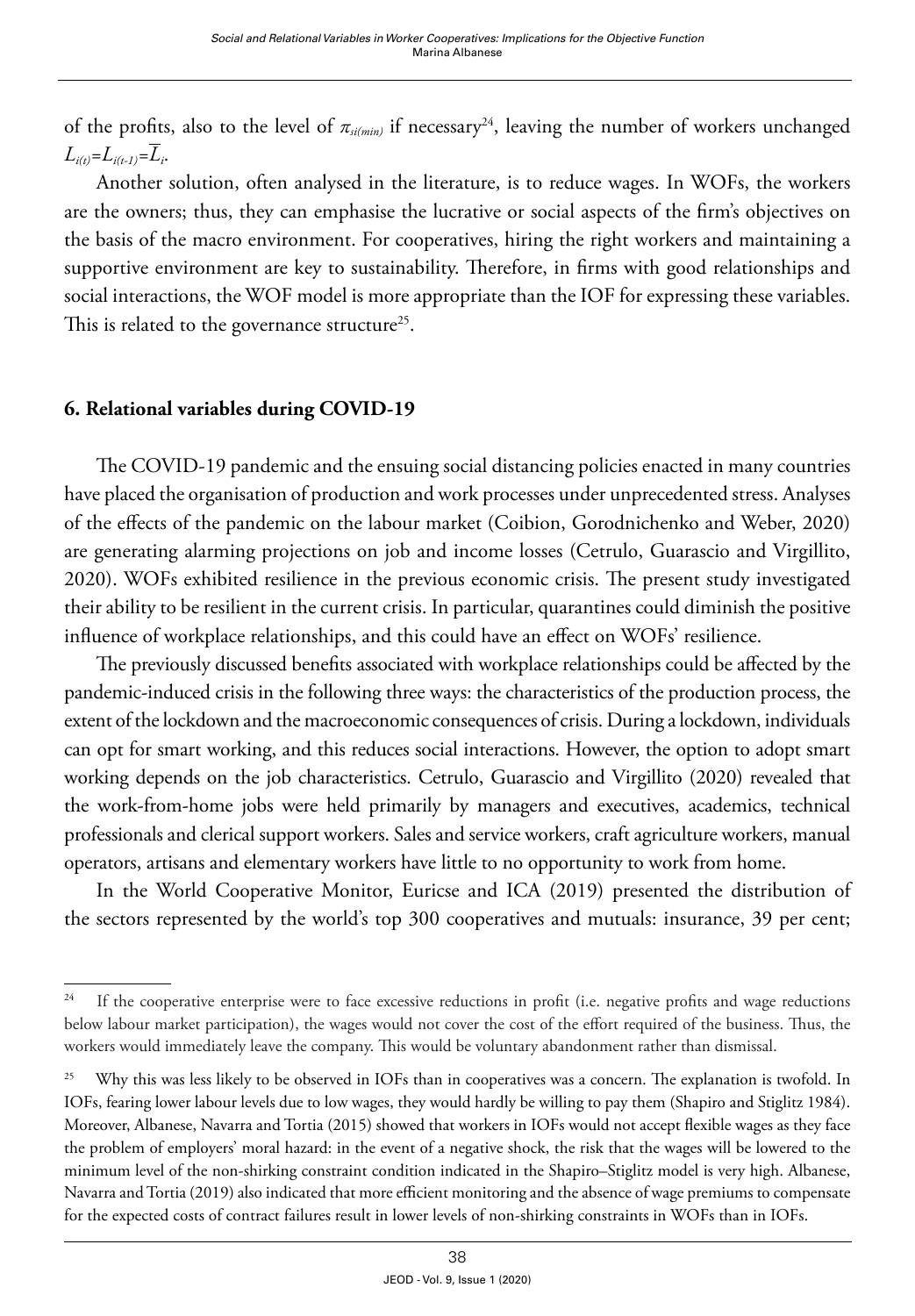of the profits, also to the level of $\pi_{si(min)}$ if necessary[24], leaving the number of workers unchanged $L_{i(t)}=L_{i(t-1)}=\overline{L}_i$.

Another solution, often analysed in the literature, is to reduce wages. In WOFs, the workers are the owners; thus, they can emphasise the lucrative or social aspects of the firm's objectives on the basis of the macro environment. For cooperatives, hiring the right workers and maintaining a supportive environment are key to sustainability. Therefore, in firms with good relationships and social interactions, the WOF model is more appropriate than the IOF for expressing these variables. This is related to the governance structure[25].

## 6. Relational variables during COVID-19

The COVID-19 pandemic and the ensuing social distancing policies enacted in many countries have placed the organisation of production and work processes under unprecedented stress. Analyses of the effects of the pandemic on the labour market (Coibion, Gorodnichenko and Weber, 2020) are generating alarming projections on job and income losses (Cetrulo, Guarascio and Virgillito, 2020). WOFs exhibited resilience in the previous economic crisis. The present study investigated their ability to be resilient in the current crisis. In particular, quarantines could diminish the positive influence of workplace relationships, and this could have an effect on WOFs' resilience.

The previously discussed benefits associated with workplace relationships could be affected by the pandemic-induced crisis in the following three ways: the characteristics of the production process, the extent of the lockdown and the macroeconomic consequences of crisis. During a lockdown, individuals can opt for smart working, and this reduces social interactions. However, the option to adopt smart working depends on the job characteristics. Cetrulo, Guarascio and Virgillito (2020) revealed that the work-from-home jobs were held primarily by managers and executives, academics, technical professionals and clerical support workers. Sales and service workers, craft agriculture workers, manual operators, artisans and elementary workers have little to no opportunity to work from home.

In the World Cooperative Monitor, Euricse and ICA (2019) presented the distribution of the sectors represented by the world's top 300 cooperatives and mutuals: insurance, 39 per cent;

---

[24] If the cooperative enterprise were to face excessive reductions in profit (i.e. negative profits and wage reductions below labour market participation), the wages would not cover the cost of the effort required of the business. Thus, the workers would immediately leave the company. This would be voluntary abandonment rather than dismissal.

[25] Why this was less likely to be observed in IOFs than in cooperatives was a concern. The explanation is twofold. In IOFs, fearing lower labour levels due to low wages, they would hardly be willing to pay them (Shapiro and Stiglitz 1984). Moreover, Albanese, Navarra and Tortia (2015) showed that workers in IOFs would not accept flexible wages as they face the problem of employers' moral hazard: in the event of a negative shock, the risk that the wages will be lowered to the minimum level of the non-shirking constraint condition indicated in the Shapiro–Stiglitz model is very high. Albanese, Navarra and Tortia (2019) also indicated that more efficient monitoring and the absence of wage premiums to compensate for the expected costs of contract failures result in lower levels of non-shirking constraints in WOFs than in IOFs.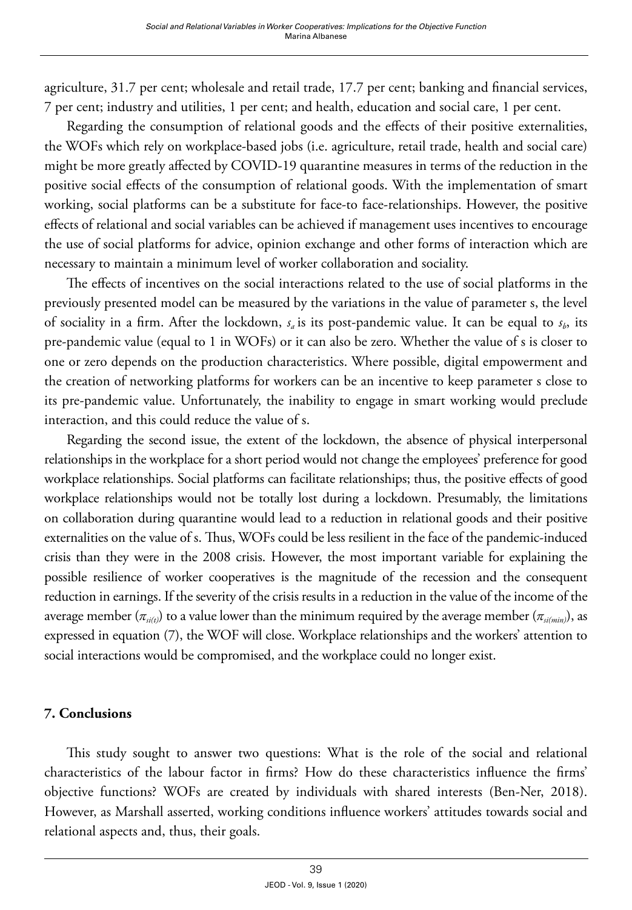agriculture, 31.7 per cent; wholesale and retail trade, 17.7 per cent; banking and financial services, 7 per cent; industry and utilities, 1 per cent; and health, education and social care, 1 per cent.

Regarding the consumption of relational goods and the effects of their positive externalities, the WOFs which rely on workplace-based jobs (i.e. agriculture, retail trade, health and social care) might be more greatly affected by COVID-19 quarantine measures in terms of the reduction in the positive social effects of the consumption of relational goods. With the implementation of smart working, social platforms can be a substitute for face-to face-relationships. However, the positive effects of relational and social variables can be achieved if management uses incentives to encourage the use of social platforms for advice, opinion exchange and other forms of interaction which are necessary to maintain a minimum level of worker collaboration and sociality.

The effects of incentives on the social interactions related to the use of social platforms in the previously presented model can be measured by the variations in the value of parameter s, the level of sociality in a firm. After the lockdown, $s_a$ is its post-pandemic value. It can be equal to $s_b$, its pre-pandemic value (equal to 1 in WOFs) or it can also be zero. Whether the value of s is closer to one or zero depends on the production characteristics. Where possible, digital empowerment and the creation of networking platforms for workers can be an incentive to keep parameter s close to its pre-pandemic value. Unfortunately, the inability to engage in smart working would preclude interaction, and this could reduce the value of s.

Regarding the second issue, the extent of the lockdown, the absence of physical interpersonal relationships in the workplace for a short period would not change the employees' preference for good workplace relationships. Social platforms can facilitate relationships; thus, the positive effects of good workplace relationships would not be totally lost during a lockdown. Presumably, the limitations on collaboration during quarantine would lead to a reduction in relational goods and their positive externalities on the value of s. Thus, WOFs could be less resilient in the face of the pandemic-induced crisis than they were in the 2008 crisis. However, the most important variable for explaining the possible resilience of worker cooperatives is the magnitude of the recession and the consequent reduction in earnings. If the severity of the crisis results in a reduction in the value of the income of the average member ($\pi_{si(t)}$) to a value lower than the minimum required by the average member ($\pi_{si(min)}$), as expressed in equation (7), the WOF will close. Workplace relationships and the workers' attention to social interactions would be compromised, and the workplace could no longer exist.

## 7. Conclusions

This study sought to answer two questions: What is the role of the social and relational characteristics of the labour factor in firms? How do these characteristics influence the firms' objective functions? WOFs are created by individuals with shared interests (Ben-Ner, 2018). However, as Marshall asserted, working conditions influence workers' attitudes towards social and relational aspects and, thus, their goals.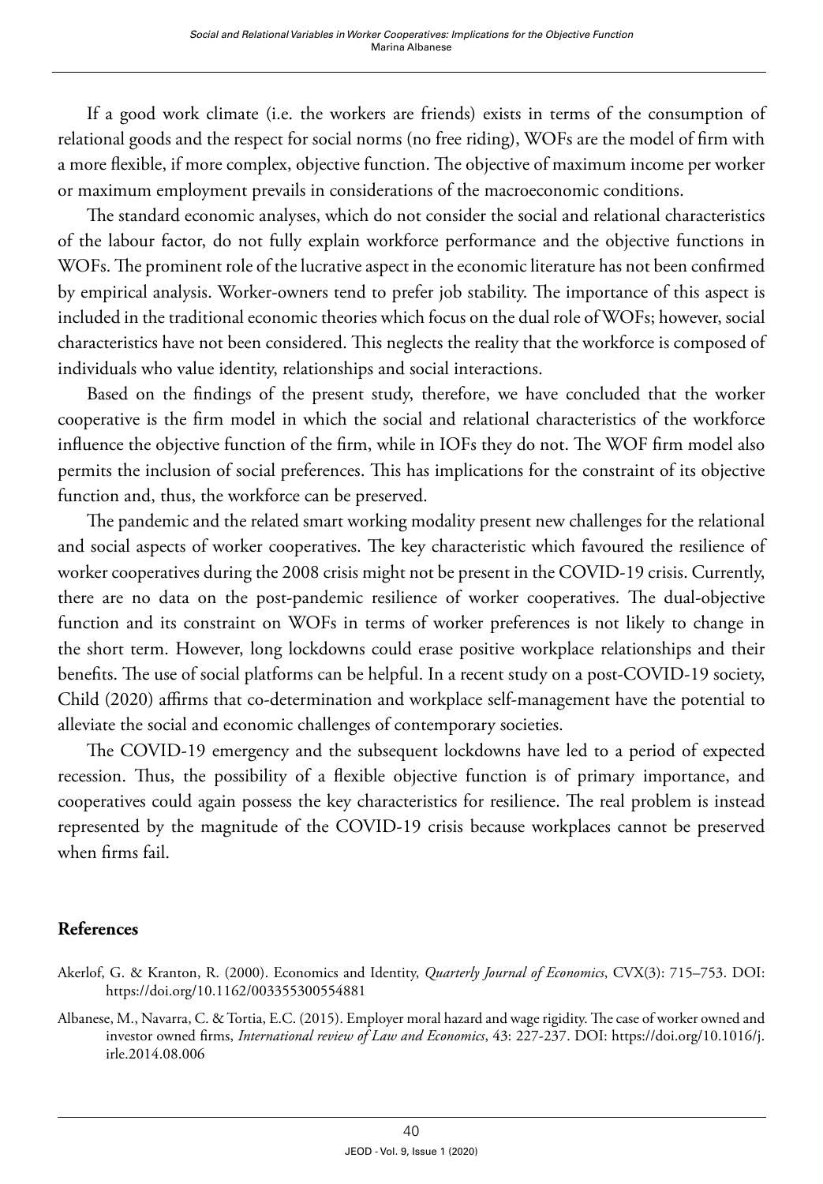If a good work climate (i.e. the workers are friends) exists in terms of the consumption of relational goods and the respect for social norms (no free riding), WOFs are the model of firm with a more flexible, if more complex, objective function. The objective of maximum income per worker or maximum employment prevails in considerations of the macroeconomic conditions.

The standard economic analyses, which do not consider the social and relational characteristics of the labour factor, do not fully explain workforce performance and the objective functions in WOFs. The prominent role of the lucrative aspect in the economic literature has not been confirmed by empirical analysis. Worker-owners tend to prefer job stability. The importance of this aspect is included in the traditional economic theories which focus on the dual role of WOFs; however, social characteristics have not been considered. This neglects the reality that the workforce is composed of individuals who value identity, relationships and social interactions.

Based on the findings of the present study, therefore, we have concluded that the worker cooperative is the firm model in which the social and relational characteristics of the workforce influence the objective function of the firm, while in IOFs they do not. The WOF firm model also permits the inclusion of social preferences. This has implications for the constraint of its objective function and, thus, the workforce can be preserved.

The pandemic and the related smart working modality present new challenges for the relational and social aspects of worker cooperatives. The key characteristic which favoured the resilience of worker cooperatives during the 2008 crisis might not be present in the COVID-19 crisis. Currently, there are no data on the post-pandemic resilience of worker cooperatives. The dual-objective function and its constraint on WOFs in terms of worker preferences is not likely to change in the short term. However, long lockdowns could erase positive workplace relationships and their benefits. The use of social platforms can be helpful. In a recent study on a post-COVID-19 society, Child (2020) affirms that co-determination and workplace self-management have the potential to alleviate the social and economic challenges of contemporary societies.

The COVID-19 emergency and the subsequent lockdowns have led to a period of expected recession. Thus, the possibility of a flexible objective function is of primary importance, and cooperatives could again possess the key characteristics for resilience. The real problem is instead represented by the magnitude of the COVID-19 crisis because workplaces cannot be preserved when firms fail.

## References

Akerlof, G. & Kranton, R. (2000). Economics and Identity, *Quarterly Journal of Economics*, CVX(3): 715–753. DOI: https://doi.org/10.1162/003355300554881

Albanese, M., Navarra, C. & Tortia, E.C. (2015). Employer moral hazard and wage rigidity. The case of worker owned and investor owned firms, *International review of Law and Economics*, 43: 227-237. DOI: https://doi.org/10.1016/j.irle.2014.08.006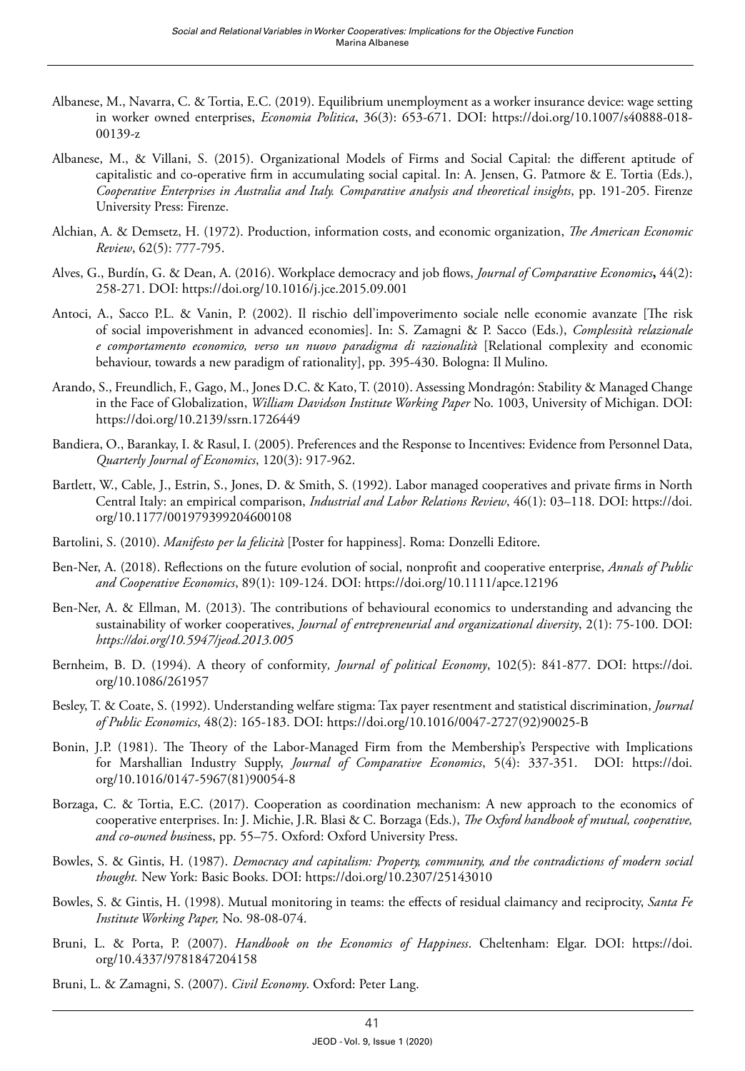Albanese, M., Navarra, C. & Tortia, E.C. (2019). Equilibrium unemployment as a worker insurance device: wage setting in worker owned enterprises, *Economia Politica*, 36(3): 653-671. DOI: https://doi.org/10.1007/s40888-018-00139-z

Albanese, M., & Villani, S. (2015). Organizational Models of Firms and Social Capital: the different aptitude of capitalistic and co-operative firm in accumulating social capital. In: A. Jensen, G. Patmore & E. Tortia (Eds.), *Cooperative Enterprises in Australia and Italy. Comparative analysis and theoretical insights*, pp. 191-205. Firenze University Press: Firenze.

Alchian, A. & Demsetz, H. (1972). Production, information costs, and economic organization, *The American Economic Review*, 62(5): 777-795.

Alves, G., Burdín, G. & Dean, A. (2016). Workplace democracy and job flows, *Journal of Comparative Economics*, 44(2): 258-271. DOI: https://doi.org/10.1016/j.jce.2015.09.001

Antoci, A., Sacco P.L. & Vanin, P. (2002). Il rischio dell'impoverimento sociale nelle economie avanzate [The risk of social impoverishment in advanced economies]. In: S. Zamagni & P. Sacco (Eds.), *Complessità relazionale e comportamento economico, verso un nuovo paradigma di razionalità* [Relational complexity and economic behaviour, towards a new paradigm of rationality], pp. 395-430. Bologna: Il Mulino.

Arando, S., Freundlich, F., Gago, M., Jones D.C. & Kato, T. (2010). Assessing Mondragón: Stability & Managed Change in the Face of Globalization, *William Davidson Institute Working Paper* No. 1003, University of Michigan. DOI: https://doi.org/10.2139/ssrn.1726449

Bandiera, O., Barankay, I. & Rasul, I. (2005). Preferences and the Response to Incentives: Evidence from Personnel Data, *Quarterly Journal of Economics*, 120(3): 917-962.

Bartlett, W., Cable, J., Estrin, S., Jones, D. & Smith, S. (1992). Labor managed cooperatives and private firms in North Central Italy: an empirical comparison, *Industrial and Labor Relations Review*, 46(1): 03–118. DOI: https://doi.org/10.1177/001979399204600108

Bartolini, S. (2010). *Manifesto per la felicità* [Poster for happiness]. Roma: Donzelli Editore.

Ben-Ner, A. (2018). Reflections on the future evolution of social, nonprofit and cooperative enterprise, *Annals of Public and Cooperative Economics*, 89(1): 109-124. DOI: https://doi.org/10.1111/apce.12196

Ben-Ner, A. & Ellman, M. (2013). The contributions of behavioural economics to understanding and advancing the sustainability of worker cooperatives, *Journal of entrepreneurial and organizational diversity*, 2(1): 75-100. DOI: *https://doi.org/10.5947/jeod.2013.005*

Bernheim, B. D. (1994). A theory of conformity*, Journal of political Economy*, 102(5): 841-877. DOI: https://doi.org/10.1086/261957

Besley, T. & Coate, S. (1992). Understanding welfare stigma: Tax payer resentment and statistical discrimination, *Journal of Public Economics*, 48(2): 165-183. DOI: https://doi.org/10.1016/0047-2727(92)90025-B

Bonin, J.P. (1981). The Theory of the Labor-Managed Firm from the Membership's Perspective with Implications for Marshallian Industry Supply, *Journal of Comparative Economics*, 5(4): 337-351. DOI: https://doi.org/10.1016/0147-5967(81)90054-8

Borzaga, C. & Tortia, E.C. (2017). Cooperation as coordination mechanism: A new approach to the economics of cooperative enterprises. In: J. Michie, J.R. Blasi & C. Borzaga (Eds.), *The Oxford handbook of mutual, cooperative, and co-owned bus*iness, pp. 55–75. Oxford: Oxford University Press.

Bowles, S. & Gintis, H. (1987). *Democracy and capitalism: Property, community, and the contradictions of modern social thought.* New York: Basic Books. DOI: https://doi.org/10.2307/25143010

Bowles, S. & Gintis, H. (1998). Mutual monitoring in teams: the effects of residual claimancy and reciprocity, *Santa Fe Institute Working Paper,* No. 98-08-074.

Bruni, L. & Porta, P. (2007). *Handbook on the Economics of Happiness*. Cheltenham: Elgar. DOI: https://doi.org/10.4337/9781847204158

Bruni, L. & Zamagni, S. (2007). *Civil Economy*. Oxford: Peter Lang.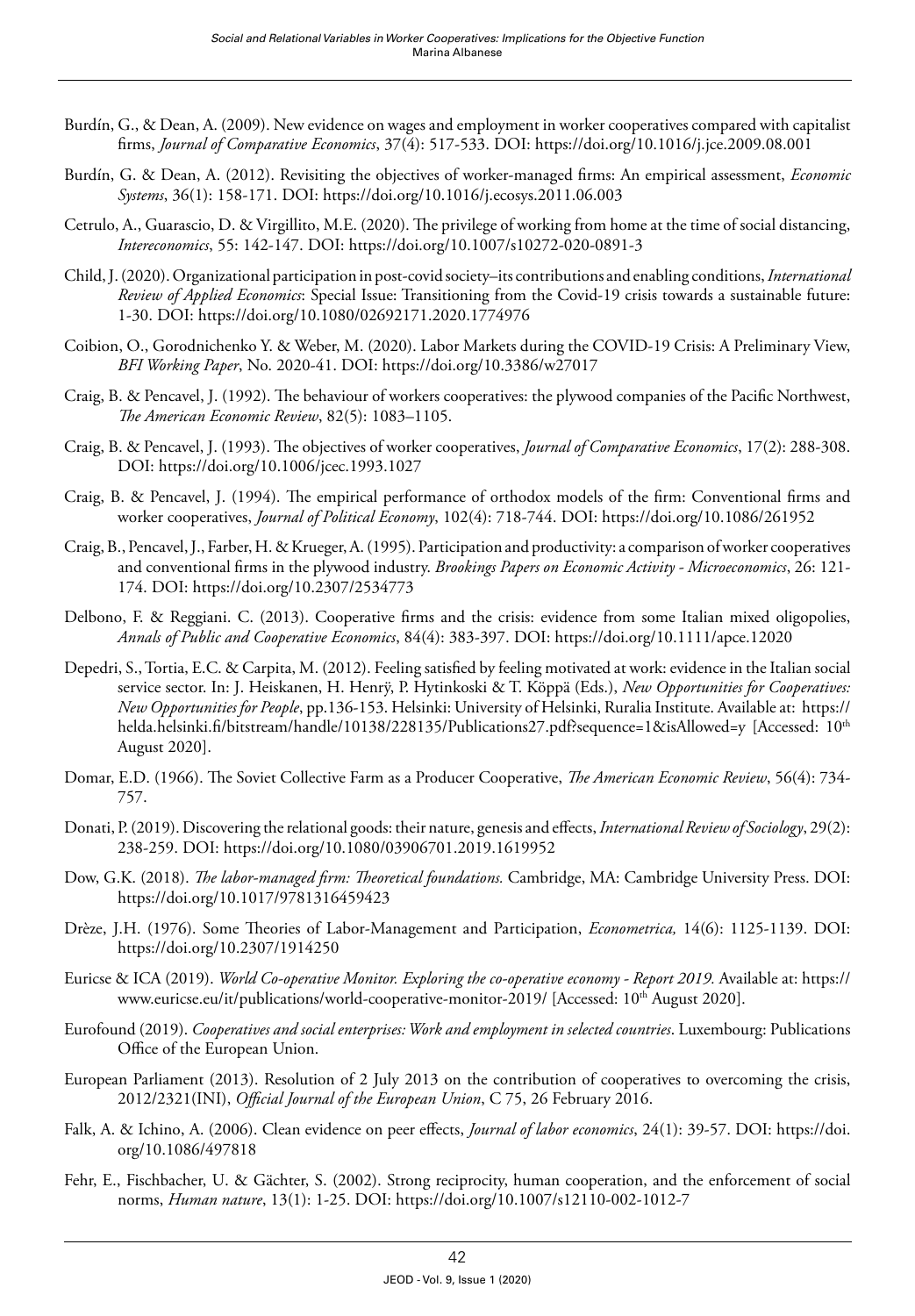Burdín, G., & Dean, A. (2009). New evidence on wages and employment in worker cooperatives compared with capitalist firms, *Journal of Comparative Economics*, 37(4): 517-533. DOI: https://doi.org/10.1016/j.jce.2009.08.001

Burdín, G. & Dean, A. (2012). Revisiting the objectives of worker-managed firms: An empirical assessment, *Economic Systems*, 36(1): 158-171. DOI: https://doi.org/10.1016/j.ecosys.2011.06.003

Cetrulo, A., Guarascio, D. & Virgillito, M.E. (2020). The privilege of working from home at the time of social distancing, *Intereconomics*, 55: 142-147. DOI: https://doi.org/10.1007/s10272-020-0891-3

Child, J. (2020). Organizational participation in post-covid society–its contributions and enabling conditions, *International Review of Applied Economics*: Special Issue: Transitioning from the Covid-19 crisis towards a sustainable future: 1-30. DOI: https://doi.org/10.1080/02692171.2020.1774976

Coibion, O., Gorodnichenko Y. & Weber, M. (2020). Labor Markets during the COVID-19 Crisis: A Preliminary View, *BFI Working Paper*, No. 2020-41. DOI: https://doi.org/10.3386/w27017

Craig, B. & Pencavel, J. (1992). The behaviour of workers cooperatives: the plywood companies of the Pacific Northwest, *The American Economic Review*, 82(5): 1083–1105.

Craig, B. & Pencavel, J. (1993). The objectives of worker cooperatives, *Journal of Comparative Economics*, 17(2): 288-308. DOI: https://doi.org/10.1006/jcec.1993.1027

Craig, B. & Pencavel, J. (1994). The empirical performance of orthodox models of the firm: Conventional firms and worker cooperatives, *Journal of Political Economy*, 102(4): 718-744. DOI: https://doi.org/10.1086/261952

Craig, B., Pencavel, J., Farber, H. & Krueger, A. (1995). Participation and productivity: a comparison of worker cooperatives and conventional firms in the plywood industry. *Brookings Papers on Economic Activity - Microeconomics*, 26: 121-174. DOI: https://doi.org/10.2307/2534773

Delbono, F. & Reggiani. C. (2013). Cooperative firms and the crisis: evidence from some Italian mixed oligopolies, *Annals of Public and Cooperative Economics*, 84(4): 383-397. DOI: https://doi.org/10.1111/apce.12020

Depedri, S., Tortia, E.C. & Carpita, M. (2012). Feeling satisfied by feeling motivated at work: evidence in the Italian social service sector. In: J. Heiskanen, H. Henrÿ, P. Hytinkoski & T. Köppä (Eds.), *New Opportunities for Cooperatives: New Opportunities for People*, pp.136-153. Helsinki: University of Helsinki, Ruralia Institute. Available at: https://helda.helsinki.fi/bitstream/handle/10138/228135/Publications27.pdf?sequence=1&isAllowed=y [Accessed: 10th August 2020].

Domar, E.D. (1966). The Soviet Collective Farm as a Producer Cooperative, *The American Economic Review*, 56(4): 734-757.

Donati, P. (2019). Discovering the relational goods: their nature, genesis and effects, *International Review of Sociology*, 29(2): 238-259. DOI: https://doi.org/10.1080/03906701.2019.1619952

Dow, G.K. (2018). *The labor-managed firm: Theoretical foundations.* Cambridge, MA: Cambridge University Press. DOI: https://doi.org/10.1017/9781316459423

Drèze, J.H. (1976). Some Theories of Labor-Management and Participation, *Econometrica,* 14(6): 1125-1139. DOI: https://doi.org/10.2307/1914250

Euricse & ICA (2019). *World Co-operative Monitor. Exploring the co-operative economy - Report 2019.* Available at: https://www.euricse.eu/it/publications/world-cooperative-monitor-2019/ [Accessed: 10th August 2020].

Eurofound (2019). *Cooperatives and social enterprises: Work and employment in selected countries*. Luxembourg: Publications Office of the European Union.

European Parliament (2013). Resolution of 2 July 2013 on the contribution of cooperatives to overcoming the crisis, 2012/2321(INI), *Official Journal of the European Union*, C 75, 26 February 2016.

Falk, A. & Ichino, A. (2006). Clean evidence on peer effects, *Journal of labor economics*, 24(1): 39-57. DOI: https://doi.org/10.1086/497818

Fehr, E., Fischbacher, U. & Gächter, S. (2002). Strong reciprocity, human cooperation, and the enforcement of social norms, *Human nature*, 13(1): 1-25. DOI: https://doi.org/10.1007/s12110-002-1012-7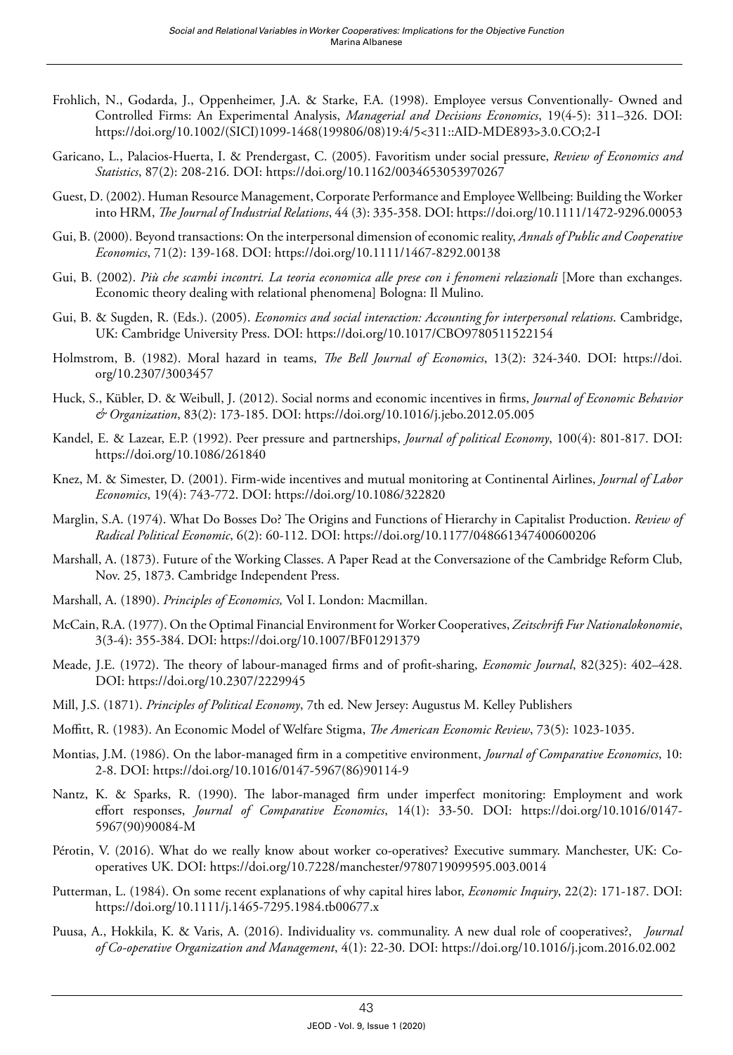Frohlich, N., Godarda, J., Oppenheimer, J.A. & Starke, F.A. (1998). Employee versus Conventionally- Owned and Controlled Firms: An Experimental Analysis, *Managerial and Decisions Economics*, 19(4-5): 311–326. DOI: https://doi.org/10.1002/(SICI)1099-1468(199806/08)19:4/5<311::AID-MDE893>3.0.CO;2-I

Garicano, L., Palacios-Huerta, I. & Prendergast, C. (2005). Favoritism under social pressure, *Review of Economics and Statistics*, 87(2): 208-216. DOI: https://doi.org/10.1162/0034653053970267

Guest, D. (2002). Human Resource Management, Corporate Performance and Employee Wellbeing: Building the Worker into HRM, *The Journal of Industrial Relations*, 44 (3): 335-358. DOI: https://doi.org/10.1111/1472-9296.00053

Gui, B. (2000). Beyond transactions: On the interpersonal dimension of economic reality, *Annals of Public and Cooperative Economics*, 71(2): 139-168. DOI: https://doi.org/10.1111/1467-8292.00138

Gui, B. (2002). *Più che scambi incontri. La teoria economica alle prese con i fenomeni relazionali* [More than exchanges. Economic theory dealing with relational phenomena] Bologna: Il Mulino.

Gui, B. & Sugden, R. (Eds.). (2005). *Economics and social interaction: Accounting for interpersonal relations*. Cambridge, UK: Cambridge University Press. DOI: https://doi.org/10.1017/CBO9780511522154

Holmstrom, B. (1982). Moral hazard in teams, *The Bell Journal of Economics*, 13(2): 324-340. DOI: https://doi.org/10.2307/3003457

Huck, S., Kübler, D. & Weibull, J. (2012). Social norms and economic incentives in firms, *Journal of Economic Behavior & Organization*, 83(2): 173-185. DOI: https://doi.org/10.1016/j.jebo.2012.05.005

Kandel, E. & Lazear, E.P. (1992). Peer pressure and partnerships, *Journal of political Economy*, 100(4): 801-817. DOI: https://doi.org/10.1086/261840

Knez, M. & Simester, D. (2001). Firm-wide incentives and mutual monitoring at Continental Airlines, *Journal of Labor Economics*, 19(4): 743-772. DOI: https://doi.org/10.1086/322820

Marglin, S.A. (1974). What Do Bosses Do? The Origins and Functions of Hierarchy in Capitalist Production. *Review of Radical Political Economic*, 6(2): 60-112. DOI: https://doi.org/10.1177/048661347400600206

Marshall, A. (1873). Future of the Working Classes. A Paper Read at the Conversazione of the Cambridge Reform Club, Nov. 25, 1873. Cambridge Independent Press.

Marshall, A. (1890). *Principles of Economics,* Vol I. London: Macmillan.

McCain, R.A. (1977). On the Optimal Financial Environment for Worker Cooperatives, *Zeitschrift Fur Nationalokonomie*, 3(3-4): 355-384. DOI: https://doi.org/10.1007/BF01291379

Meade, J.E. (1972). The theory of labour-managed firms and of profit-sharing, *Economic Journal*, 82(325): 402–428. DOI: https://doi.org/10.2307/2229945

Mill, J.S. (1871). *Principles of Political Economy*, 7th ed. New Jersey: Augustus M. Kelley Publishers

Moffitt, R. (1983). An Economic Model of Welfare Stigma, *The American Economic Review*, 73(5): 1023-1035.

Montias, J.M. (1986). On the labor-managed firm in a competitive environment, *Journal of Comparative Economics*, 10: 2-8. DOI: https://doi.org/10.1016/0147-5967(86)90114-9

Nantz, K. & Sparks, R. (1990). The labor-managed firm under imperfect monitoring: Employment and work effort responses, *Journal of Comparative Economics*, 14(1): 33-50. DOI: https://doi.org/10.1016/0147-5967(90)90084-M

Pérotin, V. (2016). What do we really know about worker co-operatives? Executive summary. Manchester, UK: Co-operatives UK. DOI: https://doi.org/10.7228/manchester/9780719099595.003.0014

Putterman, L. (1984). On some recent explanations of why capital hires labor, *Economic Inquiry*, 22(2): 171-187. DOI: https://doi.org/10.1111/j.1465-7295.1984.tb00677.x

Puusa, A., Hokkila, K. & Varis, A. (2016). Individuality vs. communality. A new dual role of cooperatives?, *Journal of Co-operative Organization and Management*, 4(1): 22-30. DOI: https://doi.org/10.1016/j.jcom.2016.02.002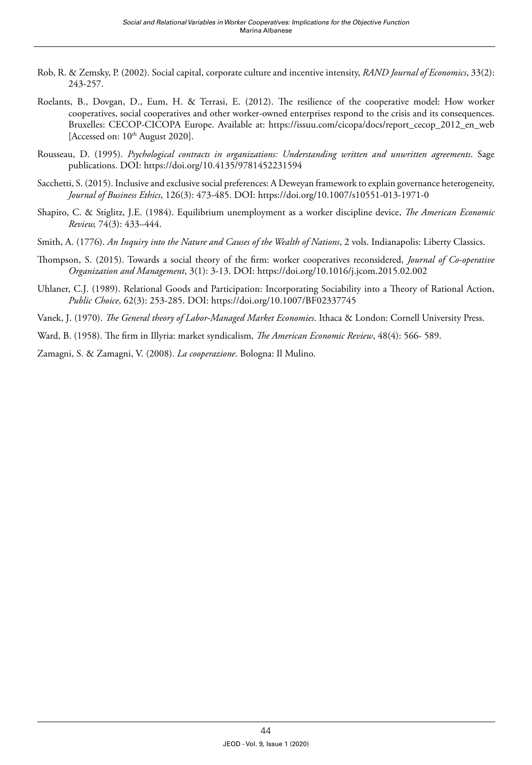Rob, R. & Zemsky, P. (2002). Social capital, corporate culture and incentive intensity, *RAND Journal of Economics*, 33(2): 243-257.

Roelants, B., Dovgan, D., Eum, H. & Terrasi, E. (2012). The resilience of the cooperative model: How worker cooperatives, social cooperatives and other worker-owned enterprises respond to the crisis and its consequences. Bruxelles: CECOP-CICOPA Europe. Available at: https://issuu.com/cicopa/docs/report_cecop_2012_en_web [Accessed on: 10th August 2020].

Rousseau, D. (1995). *Psychological contracts in organizations: Understanding written and unwritten agreements*. Sage publications. DOI: https://doi.org/10.4135/9781452231594

Sacchetti, S. (2015). Inclusive and exclusive social preferences: A Deweyan framework to explain governance heterogeneity, *Journal of Business Ethics*, 126(3): 473-485. DOI: https://doi.org/10.1007/s10551-013-1971-0

Shapiro, C. & Stiglitz, J.E. (1984). Equilibrium unemployment as a worker discipline device, *The American Economic Review,* 74(3): 433–444.

Smith, A. (1776). *An Inquiry into the Nature and Causes of the Wealth of Nations*, 2 vols. Indianapolis: Liberty Classics.

Thompson, S. (2015). Towards a social theory of the firm: worker cooperatives reconsidered, *Journal of Co-operative Organization and Management*, 3(1): 3-13. DOI: https://doi.org/10.1016/j.jcom.2015.02.002

Uhlaner, C.J. (1989). Relational Goods and Participation: Incorporating Sociability into a Theory of Rational Action, *Public Choice*, 62(3): 253-285. DOI: https://doi.org/10.1007/BF02337745

Vanek, J. (1970). *The General theory of Labor-Managed Market Economies*. Ithaca & London: Cornell University Press.

Ward, B. (1958). The firm in Illyria: market syndicalism, *The American Economic Review*, 48(4): 566- 589.

Zamagni, S. & Zamagni, V. (2008). *La cooperazione*. Bologna: Il Mulino.